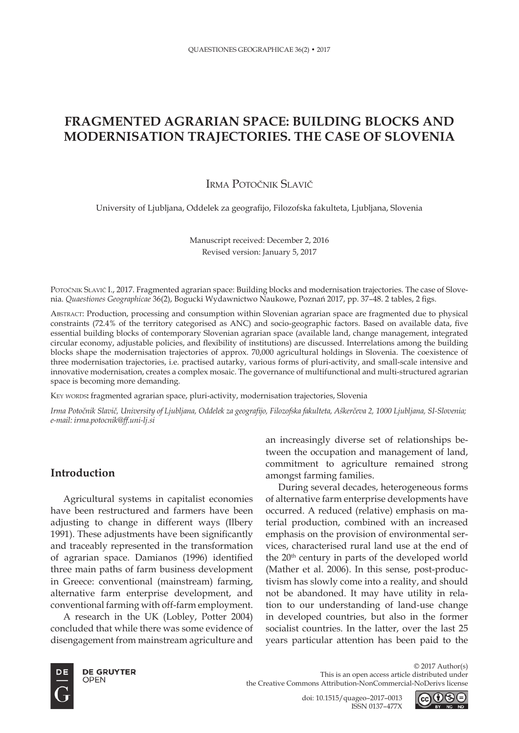# FRAGMENTED AGRARIAN SPACE: BUILDING BLOCKS AND MODERNISATION TRAJECTORIES. THE CASE OF SLOVENIA

Irma Potočnik Slavič

University of Ljubljana, Oddelek za geografijo, Filozofska fakulteta, Ljubljana, Slovenia

Manuscript received: December 2, 2016
Revised version: January 5, 2017

Potočnik Slavič I., 2017. Fragmented agrarian space: Building blocks and modernisation trajectories. The case of Slovenia. *Quaestiones Geographicae* 36(2), Bogucki Wydawnictwo Naukowe, Poznań 2017, pp. 37–48. 2 tables, 2 figs.

Abstract: Production, processing and consumption within Slovenian agrarian space are fragmented due to physical constraints (72.4% of the territory categorised as ANC) and socio-geographic factors. Based on available data, five essential building blocks of contemporary Slovenian agrarian space (available land, change management, integrated circular economy, adjustable policies, and flexibility of institutions) are discussed. Interrelations among the building blocks shape the modernisation trajectories of approx. 70,000 agricultural holdings in Slovenia. The coexistence of three modernisation trajectories, i.e. practised autarky, various forms of pluri-activity, and small-scale intensive and innovative modernisation, creates a complex mosaic. The governance of multifunctional and multi-structured agrarian space is becoming more demanding.

Key words: fragmented agrarian space, pluri-activity, modernisation trajectories, Slovenia

*Irma Potočnik Slavič, University of Ljubljana, Oddelek za geografijo, Filozofska fakulteta, Aškerčeva 2, 1000 Ljubljana, SI-Slovenia; e-mail: irma.potocnik@ff.uni-lj.si*

## Introduction

Agricultural systems in capitalist economies have been restructured and farmers have been adjusting to change in different ways (Ilbery 1991). These adjustments have been significantly and traceably represented in the transformation of agrarian space. Damianos (1996) identified three main paths of farm business development in Greece: conventional (mainstream) farming, alternative farm enterprise development, and conventional farming with off-farm employment.

A research in the UK (Lobley, Potter 2004) concluded that while there was some evidence of disengagement from mainstream agriculture and an increasingly diverse set of relationships between the occupation and management of land, commitment to agriculture remained strong amongst farming families.

During several decades, heterogeneous forms of alternative farm enterprise developments have occurred. A reduced (relative) emphasis on material production, combined with an increased emphasis on the provision of environmental services, characterised rural land use at the end of the 20th century in parts of the developed world (Mather et al. 2006). In this sense, post-productivism has slowly come into a reality, and should not be abandoned. It may have utility in relation to our understanding of land-use change in developed countries, but also in the former socialist countries. In the latter, over the last 25 years particular attention has been paid to the

© 2017 Author(s)
This is an open access article distributed under the Creative Commons Attribution-NonCommercial-NoDerivs license

doi: 10.1515/quageo–2017–0013
ISSN 0137–477X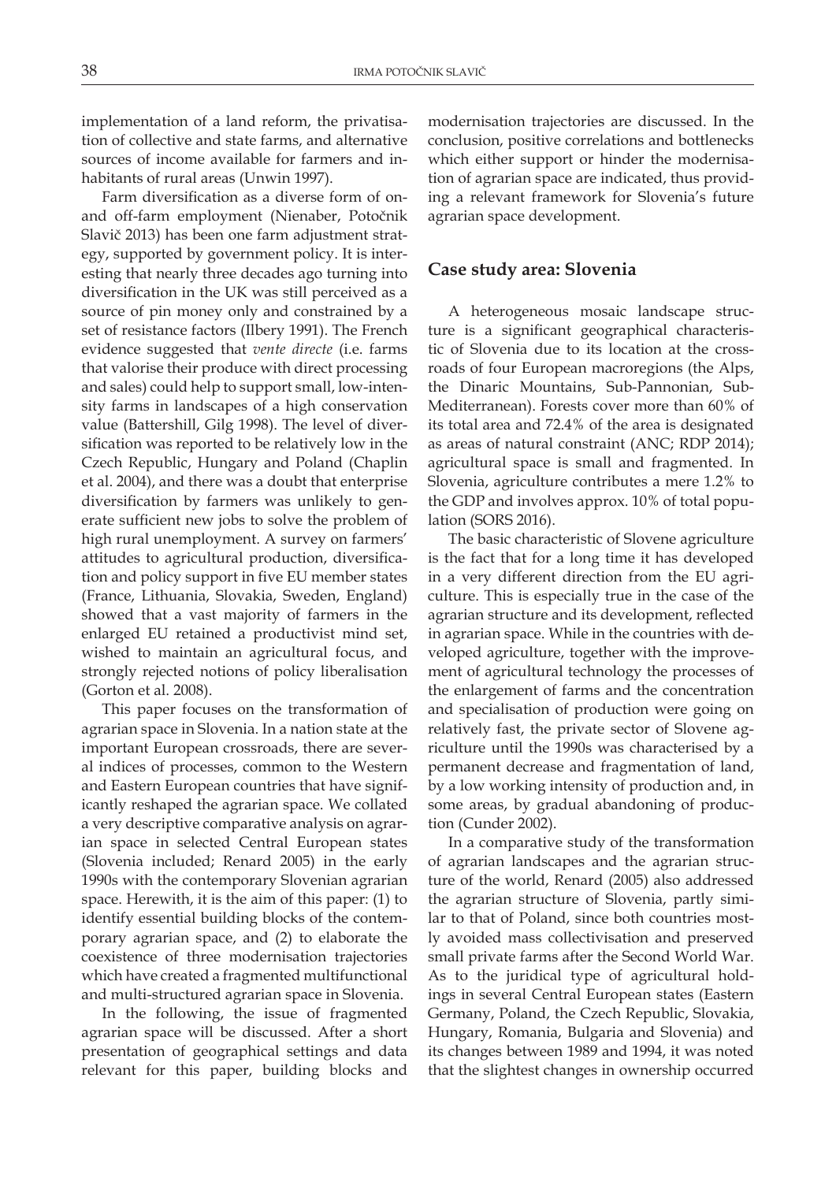implementation of a land reform, the privatisation of collective and state farms, and alternative sources of income available for farmers and inhabitants of rural areas (Unwin 1997).

Farm diversification as a diverse form of on- and off-farm employment (Nienaber, Potočnik Slavič 2013) has been one farm adjustment strategy, supported by government policy. It is interesting that nearly three decades ago turning into diversification in the UK was still perceived as a source of pin money only and constrained by a set of resistance factors (Ilbery 1991). The French evidence suggested that *vente directe* (i.e. farms that valorise their produce with direct processing and sales) could help to support small, low-intensity farms in landscapes of a high conservation value (Battershill, Gilg 1998). The level of diversification was reported to be relatively low in the Czech Republic, Hungary and Poland (Chaplin et al. 2004), and there was a doubt that enterprise diversification by farmers was unlikely to generate sufficient new jobs to solve the problem of high rural unemployment. A survey on farmers' attitudes to agricultural production, diversification and policy support in five EU member states (France, Lithuania, Slovakia, Sweden, England) showed that a vast majority of farmers in the enlarged EU retained a productivist mind set, wished to maintain an agricultural focus, and strongly rejected notions of policy liberalisation (Gorton et al. 2008).

This paper focuses on the transformation of agrarian space in Slovenia. In a nation state at the important European crossroads, there are several indices of processes, common to the Western and Eastern European countries that have significantly reshaped the agrarian space. We collated a very descriptive comparative analysis on agrarian space in selected Central European states (Slovenia included; Renard 2005) in the early 1990s with the contemporary Slovenian agrarian space. Herewith, it is the aim of this paper: (1) to identify essential building blocks of the contemporary agrarian space, and (2) to elaborate the coexistence of three modernisation trajectories which have created a fragmented multifunctional and multi-structured agrarian space in Slovenia.

In the following, the issue of fragmented agrarian space will be discussed. After a short presentation of geographical settings and data relevant for this paper, building blocks and modernisation trajectories are discussed. In the conclusion, positive correlations and bottlenecks which either support or hinder the modernisation of agrarian space are indicated, thus providing a relevant framework for Slovenia's future agrarian space development.

## Case study area: Slovenia

A heterogeneous mosaic landscape structure is a significant geographical characteristic of Slovenia due to its location at the crossroads of four European macroregions (the Alps, the Dinaric Mountains, Sub-Pannonian, Sub-Mediterranean). Forests cover more than 60% of its total area and 72.4% of the area is designated as areas of natural constraint (ANC; RDP 2014); agricultural space is small and fragmented. In Slovenia, agriculture contributes a mere 1.2% to the GDP and involves approx. 10% of total population (SORS 2016).

The basic characteristic of Slovene agriculture is the fact that for a long time it has developed in a very different direction from the EU agriculture. This is especially true in the case of the agrarian structure and its development, reflected in agrarian space. While in the countries with developed agriculture, together with the improvement of agricultural technology the processes of the enlargement of farms and the concentration and specialisation of production were going on relatively fast, the private sector of Slovene agriculture until the 1990s was characterised by a permanent decrease and fragmentation of land, by a low working intensity of production and, in some areas, by gradual abandoning of production (Cunder 2002).

In a comparative study of the transformation of agrarian landscapes and the agrarian structure of the world, Renard (2005) also addressed the agrarian structure of Slovenia, partly similar to that of Poland, since both countries mostly avoided mass collectivisation and preserved small private farms after the Second World War. As to the juridical type of agricultural holdings in several Central European states (Eastern Germany, Poland, the Czech Republic, Slovakia, Hungary, Romania, Bulgaria and Slovenia) and its changes between 1989 and 1994, it was noted that the slightest changes in ownership occurred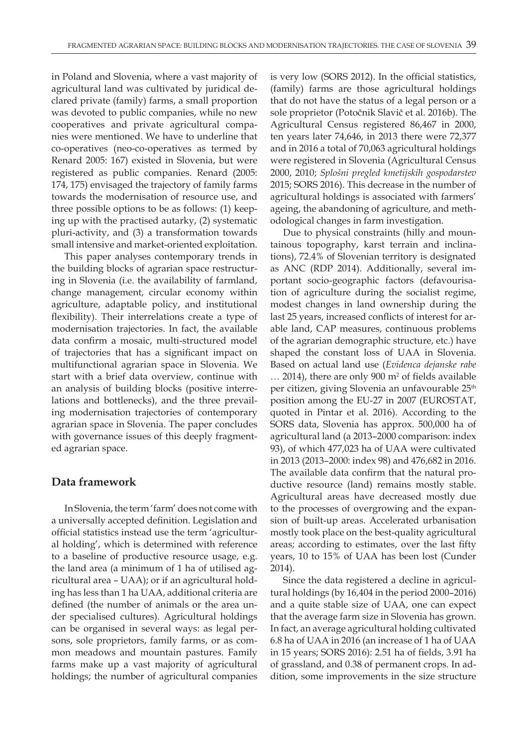in Poland and Slovenia, where a vast majority of agricultural land was cultivated by juridical declared private (family) farms, a small proportion was devoted to public companies, while no new cooperatives and private agricultural companies were mentioned. We have to underline that co-operatives (neo-co-operatives as termed by Renard 2005: 167) existed in Slovenia, but were registered as public companies. Renard (2005: 174, 175) envisaged the trajectory of family farms towards the modernisation of resource use, and three possible options to be as follows: (1) keeping up with the practised autarky, (2) systematic pluri-activity, and (3) a transformation towards small intensive and market-oriented exploitation.

This paper analyses contemporary trends in the building blocks of agrarian space restructuring in Slovenia (i.e. the availability of farmland, change management, circular economy within agriculture, adaptable policy, and institutional flexibility). Their interrelations create a type of modernisation trajectories. In fact, the available data confirm a mosaic, multi-structured model of trajectories that has a significant impact on multifunctional agrarian space in Slovenia. We start with a brief data overview, continue with an analysis of building blocks (positive interrelations and bottlenecks), and the three prevailing modernisation trajectories of contemporary agrarian space in Slovenia. The paper concludes with governance issues of this deeply fragmented agrarian space.

## Data framework

In Slovenia, the term 'farm' does not come with a universally accepted definition. Legislation and official statistics instead use the term 'agricultural holding', which is determined with reference to a baseline of productive resource usage, e.g. the land area (a minimum of 1 ha of utilised agricultural area – UAA); or if an agricultural holding has less than 1 ha UAA, additional criteria are defined (the number of animals or the area under specialised cultures). Agricultural holdings can be organised in several ways: as legal persons, sole proprietors, family farms, or as common meadows and mountain pastures. Family farms make up a vast majority of agricultural holdings; the number of agricultural companies is very low (SORS 2012). In the official statistics, (family) farms are those agricultural holdings that do not have the status of a legal person or a sole proprietor (Potočnik Slavič et al. 2016b). The Agricultural Census registered 86,467 in 2000, ten years later 74,646, in 2013 there were 72,377 and in 2016 a total of 70,063 agricultural holdings were registered in Slovenia (Agricultural Census 2000, 2010; *Splošni pregled kmetijskih gospodarstev* 2015; SORS 2016). This decrease in the number of agricultural holdings is associated with farmers' ageing, the abandoning of agriculture, and methodological changes in farm investigation.

Due to physical constraints (hilly and mountainous topography, karst terrain and inclinations), 72.4% of Slovenian territory is designated as ANC (RDP 2014). Additionally, several important socio-geographic factors (defavourisation of agriculture during the socialist regime, modest changes in land ownership during the last 25 years, increased conflicts of interest for arable land, CAP measures, continuous problems of the agrarian demographic structure, etc.) have shaped the constant loss of UAA in Slovenia. Based on actual land use (*Evidenca dejanske rabe* … 2014), there are only 900 m$^2$ of fields available per citizen, giving Slovenia an unfavourable 25$^{th}$ position among the EU-27 in 2007 (EUROSTAT, quoted in Pintar et al. 2016). According to the SORS data, Slovenia has approx. 500,000 ha of agricultural land (a 2013–2000 comparison: index 93), of which 477,023 ha of UAA were cultivated in 2013 (2013–2000: index 98) and 476,682 in 2016. The available data confirm that the natural productive resource (land) remains mostly stable. Agricultural areas have decreased mostly due to the processes of overgrowing and the expansion of built-up areas. Accelerated urbanisation mostly took place on the best-quality agricultural areas; according to estimates, over the last fifty years, 10 to 15% of UAA has been lost (Cunder 2014).

Since the data registered a decline in agricultural holdings (by 16,404 in the period 2000–2016) and a quite stable size of UAA, one can expect that the average farm size in Slovenia has grown. In fact, an average agricultural holding cultivated 6.8 ha of UAA in 2016 (an increase of 1 ha of UAA in 15 years; SORS 2016): 2.51 ha of fields, 3.91 ha of grassland, and 0.38 of permanent crops. In addition, some improvements in the size structure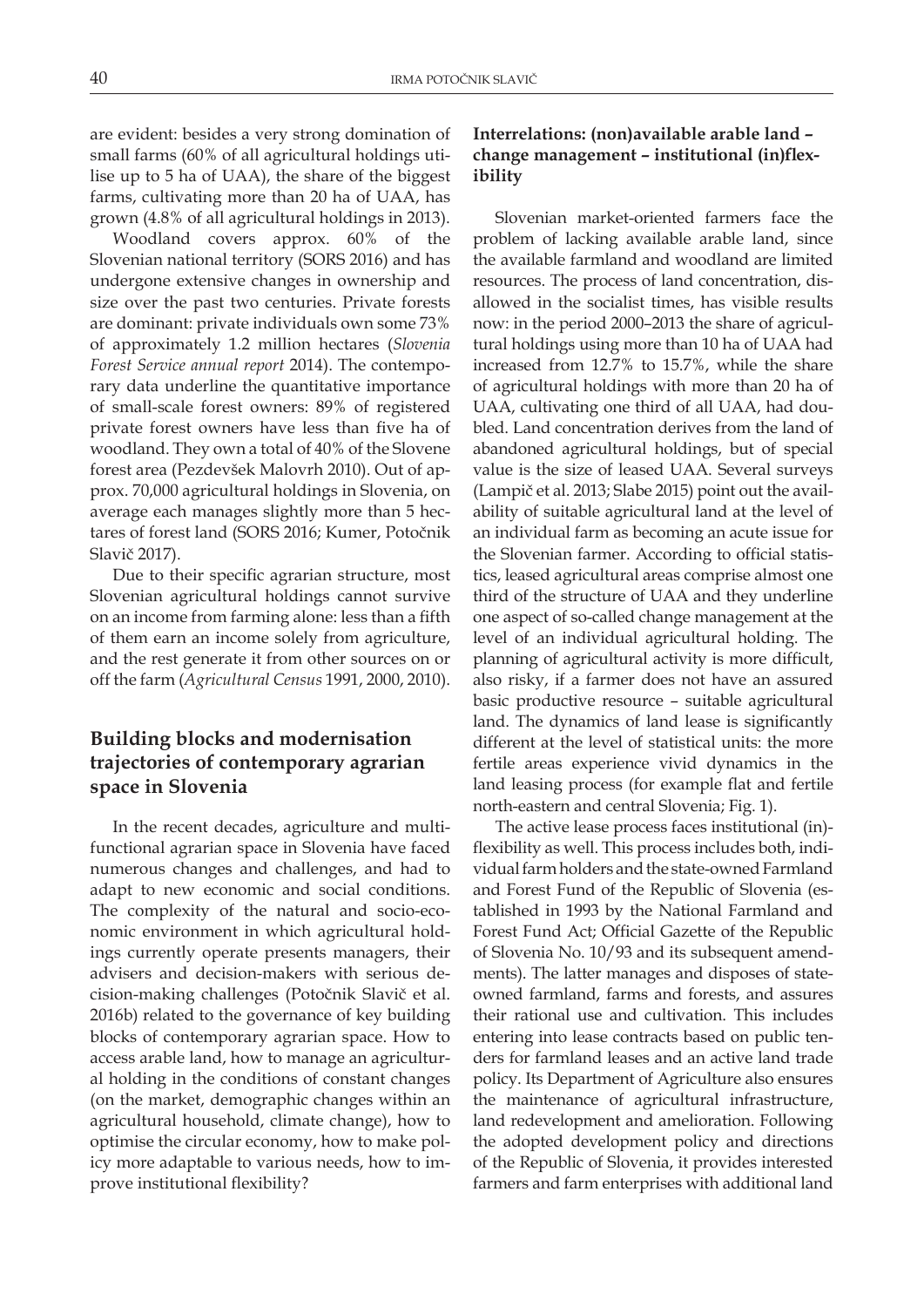are evident: besides a very strong domination of small farms (60% of all agricultural holdings utilise up to 5 ha of UAA), the share of the biggest farms, cultivating more than 20 ha of UAA, has grown (4.8% of all agricultural holdings in 2013).

Woodland covers approx. 60% of the Slovenian national territory (SORS 2016) and has undergone extensive changes in ownership and size over the past two centuries. Private forests are dominant: private individuals own some 73% of approximately 1.2 million hectares (*Slovenia Forest Service annual report* 2014). The contemporary data underline the quantitative importance of small-scale forest owners: 89% of registered private forest owners have less than five ha of woodland. They own a total of 40% of the Slovene forest area (Pezdevšek Malovrh 2010). Out of approx. 70,000 agricultural holdings in Slovenia, on average each manages slightly more than 5 hectares of forest land (SORS 2016; Kumer, Potočnik Slavič 2017).

Due to their specific agrarian structure, most Slovenian agricultural holdings cannot survive on an income from farming alone: less than a fifth of them earn an income solely from agriculture, and the rest generate it from other sources on or off the farm (*Agricultural Census* 1991, 2000, 2010).

## Building blocks and modernisation trajectories of contemporary agrarian space in Slovenia

In the recent decades, agriculture and multifunctional agrarian space in Slovenia have faced numerous changes and challenges, and had to adapt to new economic and social conditions. The complexity of the natural and socio-economic environment in which agricultural holdings currently operate presents managers, their advisers and decision-makers with serious decision-making challenges (Potočnik Slavič et al. 2016b) related to the governance of key building blocks of contemporary agrarian space. How to access arable land, how to manage an agricultural holding in the conditions of constant changes (on the market, demographic changes within an agricultural household, climate change), how to optimise the circular economy, how to make policy more adaptable to various needs, how to improve institutional flexibility?

### Interrelations: (non)available arable land – change management – institutional (in)flexibility

Slovenian market-oriented farmers face the problem of lacking available arable land, since the available farmland and woodland are limited resources. The process of land concentration, disallowed in the socialist times, has visible results now: in the period 2000–2013 the share of agricultural holdings using more than 10 ha of UAA had increased from 12.7% to 15.7%, while the share of agricultural holdings with more than 20 ha of UAA, cultivating one third of all UAA, had doubled. Land concentration derives from the land of abandoned agricultural holdings, but of special value is the size of leased UAA. Several surveys (Lampič et al. 2013; Slabe 2015) point out the availability of suitable agricultural land at the level of an individual farm as becoming an acute issue for the Slovenian farmer. According to official statistics, leased agricultural areas comprise almost one third of the structure of UAA and they underline one aspect of so-called change management at the level of an individual agricultural holding. The planning of agricultural activity is more difficult, also risky, if a farmer does not have an assured basic productive resource – suitable agricultural land. The dynamics of land lease is significantly different at the level of statistical units: the more fertile areas experience vivid dynamics in the land leasing process (for example flat and fertile north-eastern and central Slovenia; Fig. 1).

The active lease process faces institutional (in)flexibility as well. This process includes both, individual farm holders and the state-owned Farmland and Forest Fund of the Republic of Slovenia (established in 1993 by the National Farmland and Forest Fund Act; Official Gazette of the Republic of Slovenia No. 10/93 and its subsequent amendments). The latter manages and disposes of state-owned farmland, farms and forests, and assures their rational use and cultivation. This includes entering into lease contracts based on public tenders for farmland leases and an active land trade policy. Its Department of Agriculture also ensures the maintenance of agricultural infrastructure, land redevelopment and amelioration. Following the adopted development policy and directions of the Republic of Slovenia, it provides interested farmers and farm enterprises with additional land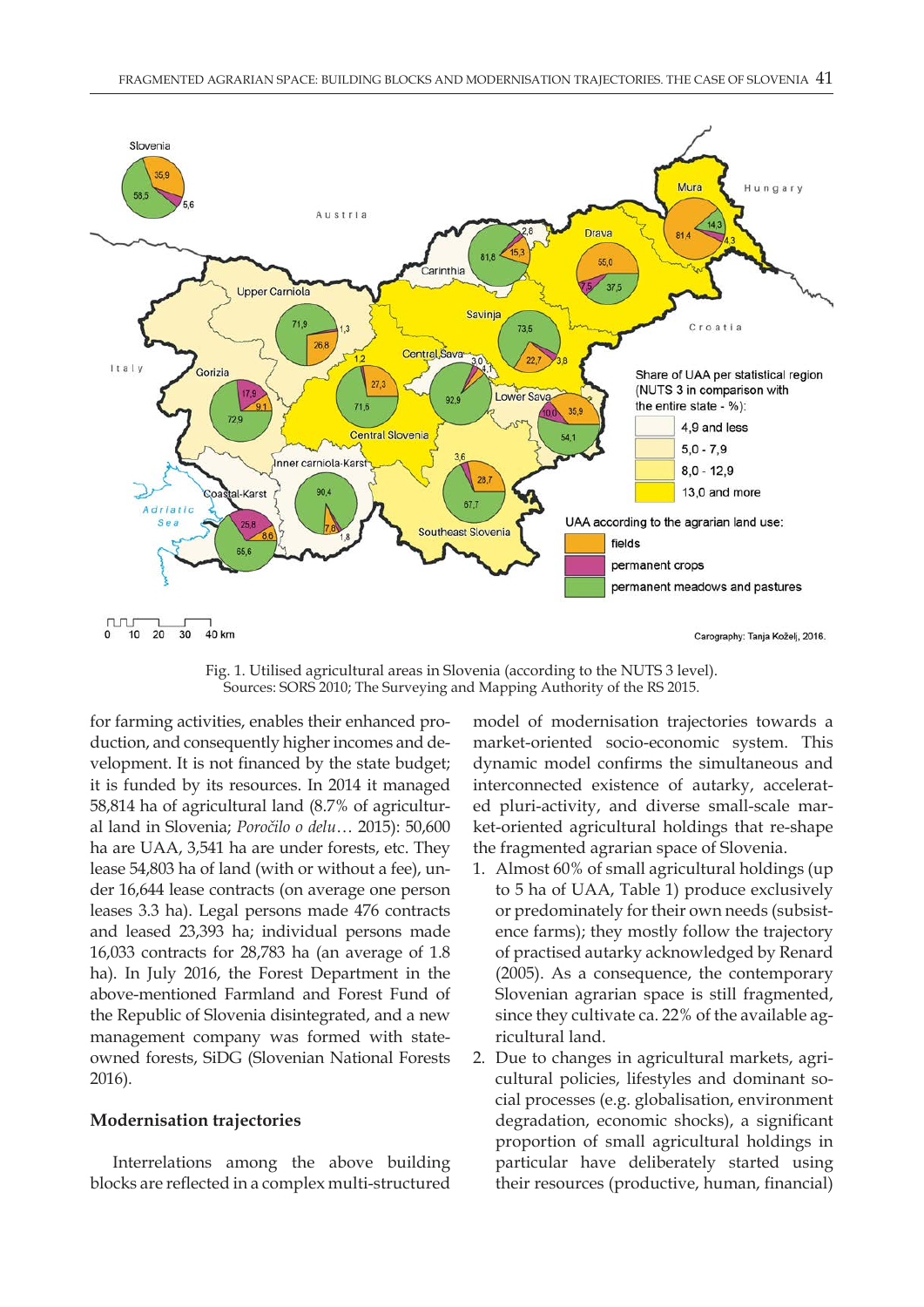Fig. 1. Utilised agricultural areas in Slovenia (according to the NUTS 3 level).
Sources: SORS 2010; The Surveying and Mapping Authority of the RS 2015.

for farming activities, enables their enhanced production, and consequently higher incomes and development. It is not financed by the state budget; it is funded by its resources. In 2014 it managed 58,814 ha of agricultural land (8.7% of agricultural land in Slovenia; *Poročilo o delu*… 2015): 50,600 ha are UAA, 3,541 ha are under forests, etc. They lease 54,803 ha of land (with or without a fee), under 16,644 lease contracts (on average one person leases 3.3 ha). Legal persons made 476 contracts and leased 23,393 ha; individual persons made 16,033 contracts for 28,783 ha (an average of 1.8 ha). In July 2016, the Forest Department in the above-mentioned Farmland and Forest Fund of the Republic of Slovenia disintegrated, and a new management company was formed with state-owned forests, SiDG (Slovenian National Forests 2016).

### Modernisation trajectories

Interrelations among the above building blocks are reflected in a complex multi-structured model of modernisation trajectories towards a market-oriented socio-economic system. This dynamic model confirms the simultaneous and interconnected existence of autarky, accelerated pluri-activity, and diverse small-scale market-oriented agricultural holdings that re-shape the fragmented agrarian space of Slovenia.

1. Almost 60% of small agricultural holdings (up to 5 ha of UAA, Table 1) produce exclusively or predominately for their own needs (subsistence farms); they mostly follow the trajectory of practised autarky acknowledged by Renard (2005). As a consequence, the contemporary Slovenian agrarian space is still fragmented, since they cultivate ca. 22% of the available agricultural land.
2. Due to changes in agricultural markets, agricultural policies, lifestyles and dominant social processes (e.g. globalisation, environment degradation, economic shocks), a significant proportion of small agricultural holdings in particular have deliberately started using their resources (productive, human, financial)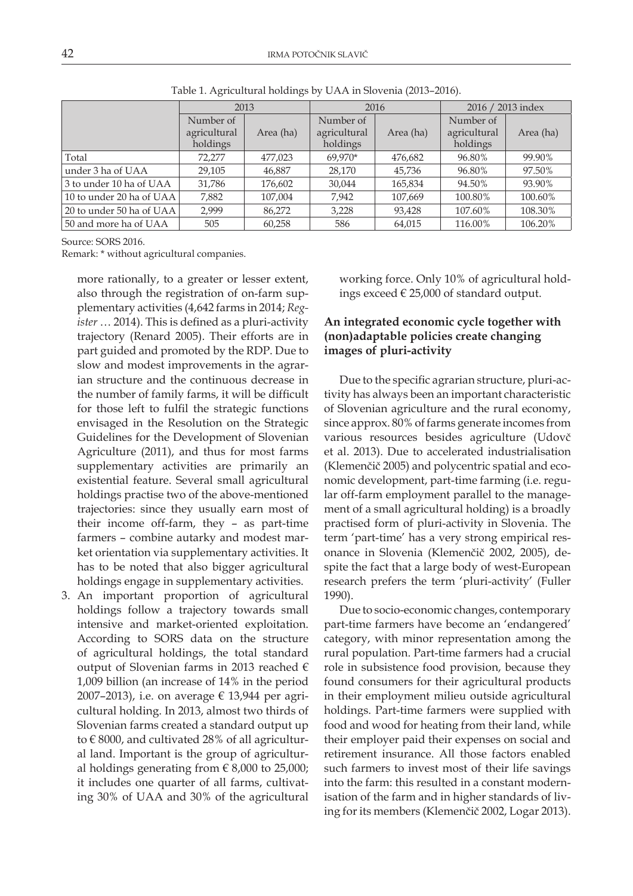Table 1. Agricultural holdings by UAA in Slovenia (2013–2016).

| | 2013 | | 2016 | | 2016 / 2013 index | |
|---|---|---|---|---|---|---|
| | Number of agricultural holdings | Area (ha) | Number of agricultural holdings | Area (ha) | Number of agricultural holdings | Area (ha) |
| Total | 72,277 | 477,023 | 69,970* | 476,682 | 96.80% | 99.90% |
| under 3 ha of UAA | 29,105 | 46,887 | 28,170 | 45,736 | 96.80% | 97.50% |
| 3 to under 10 ha of UAA | 31,786 | 176,602 | 30,044 | 165,834 | 94.50% | 93.90% |
| 10 to under 20 ha of UAA | 7,882 | 107,004 | 7,942 | 107,669 | 100.80% | 100.60% |
| 20 to under 50 ha of UAA | 2,999 | 86,272 | 3,228 | 93,428 | 107.60% | 108.30% |
| 50 and more ha of UAA | 505 | 60,258 | 586 | 64,015 | 116.00% | 106.20% |

Source: SORS 2016.

Remark: * without agricultural companies.

more rationally, to a greater or lesser extent, also through the registration of on-farm supplementary activities (4,642 farms in 2014; *Register* … 2014). This is defined as a pluri-activity trajectory (Renard 2005). Their efforts are in part guided and promoted by the RDP. Due to slow and modest improvements in the agrarian structure and the continuous decrease in the number of family farms, it will be difficult for those left to fulfil the strategic functions envisaged in the Resolution on the Strategic Guidelines for the Development of Slovenian Agriculture (2011), and thus for most farms supplementary activities are primarily an existential feature. Several small agricultural holdings practise two of the above-mentioned trajectories: since they usually earn most of their income off-farm, they – as part-time farmers – combine autarky and modest market orientation via supplementary activities. It has to be noted that also bigger agricultural holdings engage in supplementary activities.

3. An important proportion of agricultural holdings follow a trajectory towards small intensive and market-oriented exploitation. According to SORS data on the structure of agricultural holdings, the total standard output of Slovenian farms in 2013 reached € 1,009 billion (an increase of 14% in the period 2007–2013), i.e. on average € 13,944 per agricultural holding. In 2013, almost two thirds of Slovenian farms created a standard output up to € 8000, and cultivated 28% of all agricultural land. Important is the group of agricultural holdings generating from € 8,000 to 25,000; it includes one quarter of all farms, cultivating 30% of UAA and 30% of the agricultural working force. Only 10% of agricultural holdings exceed € 25,000 of standard output.

## An integrated economic cycle together with (non)adaptable policies create changing images of pluri-activity

Due to the specific agrarian structure, pluri-activity has always been an important characteristic of Slovenian agriculture and the rural economy, since approx. 80% of farms generate incomes from various resources besides agriculture (Udovč et al. 2013). Due to accelerated industrialisation (Klemenčič 2005) and polycentric spatial and economic development, part-time farming (i.e. regular off-farm employment parallel to the management of a small agricultural holding) is a broadly practised form of pluri-activity in Slovenia. The term 'part-time' has a very strong empirical resonance in Slovenia (Klemenčič 2002, 2005), despite the fact that a large body of west-European research prefers the term 'pluri-activity' (Fuller 1990).

Due to socio-economic changes, contemporary part-time farmers have become an 'endangered' category, with minor representation among the rural population. Part-time farmers had a crucial role in subsistence food provision, because they found consumers for their agricultural products in their employment milieu outside agricultural holdings. Part-time farmers were supplied with food and wood for heating from their land, while their employer paid their expenses on social and retirement insurance. All those factors enabled such farmers to invest most of their life savings into the farm: this resulted in a constant modernisation of the farm and in higher standards of living for its members (Klemenčič 2002, Logar 2013).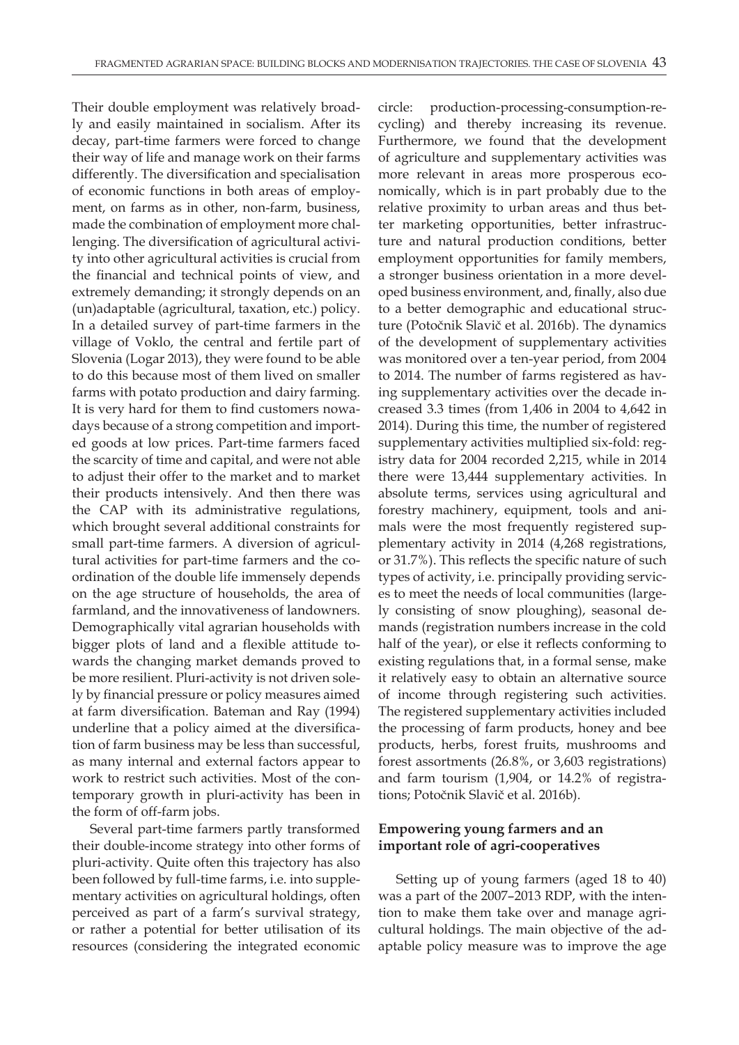Their double employment was relatively broadly and easily maintained in socialism. After its decay, part-time farmers were forced to change their way of life and manage work on their farms differently. The diversification and specialisation of economic functions in both areas of employment, on farms as in other, non-farm, business, made the combination of employment more challenging. The diversification of agricultural activity into other agricultural activities is crucial from the financial and technical points of view, and extremely demanding; it strongly depends on an (un)adaptable (agricultural, taxation, etc.) policy. In a detailed survey of part-time farmers in the village of Voklo, the central and fertile part of Slovenia (Logar 2013), they were found to be able to do this because most of them lived on smaller farms with potato production and dairy farming. It is very hard for them to find customers nowadays because of a strong competition and imported goods at low prices. Part-time farmers faced the scarcity of time and capital, and were not able to adjust their offer to the market and to market their products intensively. And then there was the CAP with its administrative regulations, which brought several additional constraints for small part-time farmers. A diversion of agricultural activities for part-time farmers and the coordination of the double life immensely depends on the age structure of households, the area of farmland, and the innovativeness of landowners. Demographically vital agrarian households with bigger plots of land and a flexible attitude towards the changing market demands proved to be more resilient. Pluri-activity is not driven solely by financial pressure or policy measures aimed at farm diversification. Bateman and Ray (1994) underline that a policy aimed at the diversification of farm business may be less than successful, as many internal and external factors appear to work to restrict such activities. Most of the contemporary growth in pluri-activity has been in the form of off-farm jobs.

Several part-time farmers partly transformed their double-income strategy into other forms of pluri-activity. Quite often this trajectory has also been followed by full-time farms, i.e. into supplementary activities on agricultural holdings, often perceived as part of a farm's survival strategy, or rather a potential for better utilisation of its resources (considering the integrated economic circle: production-processing-consumption-recycling) and thereby increasing its revenue. Furthermore, we found that the development of agriculture and supplementary activities was more relevant in areas more prosperous economically, which is in part probably due to the relative proximity to urban areas and thus better marketing opportunities, better infrastructure and natural production conditions, better employment opportunities for family members, a stronger business orientation in a more developed business environment, and, finally, also due to a better demographic and educational structure (Potočnik Slavič et al. 2016b). The dynamics of the development of supplementary activities was monitored over a ten-year period, from 2004 to 2014. The number of farms registered as having supplementary activities over the decade increased 3.3 times (from 1,406 in 2004 to 4,642 in 2014). During this time, the number of registered supplementary activities multiplied six-fold: registry data for 2004 recorded 2,215, while in 2014 there were 13,444 supplementary activities. In absolute terms, services using agricultural and forestry machinery, equipment, tools and animals were the most frequently registered supplementary activity in 2014 (4,268 registrations, or 31.7%). This reflects the specific nature of such types of activity, i.e. principally providing services to meet the needs of local communities (largely consisting of snow ploughing), seasonal demands (registration numbers increase in the cold half of the year), or else it reflects conforming to existing regulations that, in a formal sense, make it relatively easy to obtain an alternative source of income through registering such activities. The registered supplementary activities included the processing of farm products, honey and bee products, herbs, forest fruits, mushrooms and forest assortments (26.8%, or 3,603 registrations) and farm tourism (1,904, or 14.2% of registrations; Potočnik Slavič et al. 2016b).

## Empowering young farmers and an important role of agri-cooperatives

Setting up of young farmers (aged 18 to 40) was a part of the 2007–2013 RDP, with the intention to make them take over and manage agricultural holdings. The main objective of the adaptable policy measure was to improve the age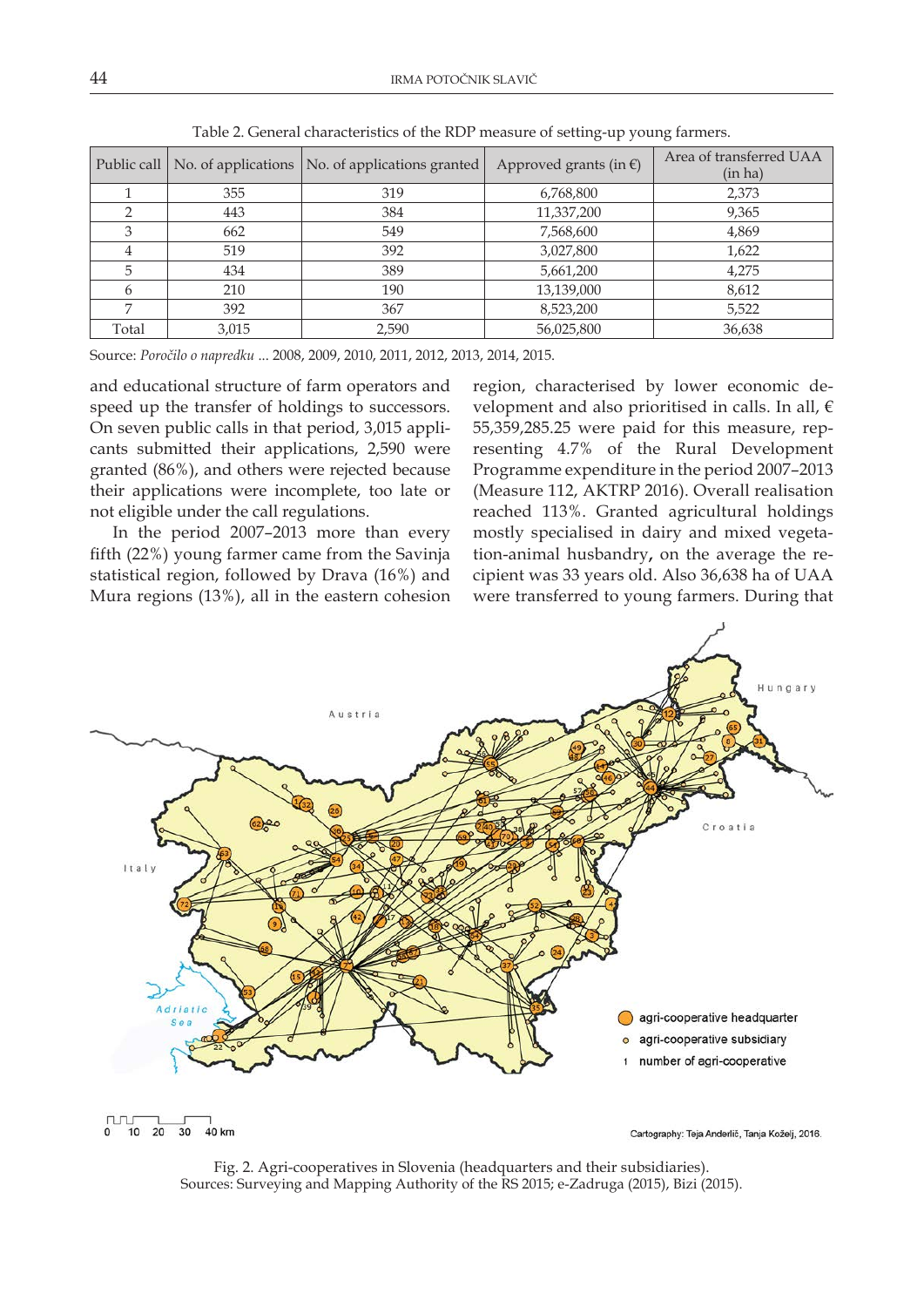Table 2. General characteristics of the RDP measure of setting-up young farmers.

| Public call | No. of applications | No. of applications granted | Approved grants (in €) | Area of transferred UAA (in ha) |
|---|---|---|---|---|
| 1 | 355 | 319 | 6,768,800 | 2,373 |
| 2 | 443 | 384 | 11,337,200 | 9,365 |
| 3 | 662 | 549 | 7,568,600 | 4,869 |
| 4 | 519 | 392 | 3,027,800 | 1,622 |
| 5 | 434 | 389 | 5,661,200 | 4,275 |
| 6 | 210 | 190 | 13,139,000 | 8,612 |
| 7 | 392 | 367 | 8,523,200 | 5,522 |
| Total | 3,015 | 2,590 | 56,025,800 | 36,638 |

Source: *Poročilo o napredku ...* 2008, 2009, 2010, 2011, 2012, 2013, 2014, 2015.

and educational structure of farm operators and speed up the transfer of holdings to successors. On seven public calls in that period, 3,015 applicants submitted their applications, 2,590 were granted (86%), and others were rejected because their applications were incomplete, too late or not eligible under the call regulations.

In the period 2007–2013 more than every fifth (22%) young farmer came from the Savinja statistical region, followed by Drava (16%) and Mura regions (13%), all in the eastern cohesion region, characterised by lower economic development and also prioritised in calls. In all, € 55,359,285.25 were paid for this measure, representing 4.7% of the Rural Development Programme expenditure in the period 2007–2013 (Measure 112, AKTRP 2016). Overall realisation reached 113%. Granted agricultural holdings mostly specialised in dairy and mixed vegetation-animal husbandry**,** on the average the recipient was 33 years old. Also 36,638 ha of UAA were transferred to young farmers. During that

Fig. 2. Agri-cooperatives in Slovenia (headquarters and their subsidiaries).
Sources: Surveying and Mapping Authority of the RS 2015; e-Zadruga (2015), Bizi (2015).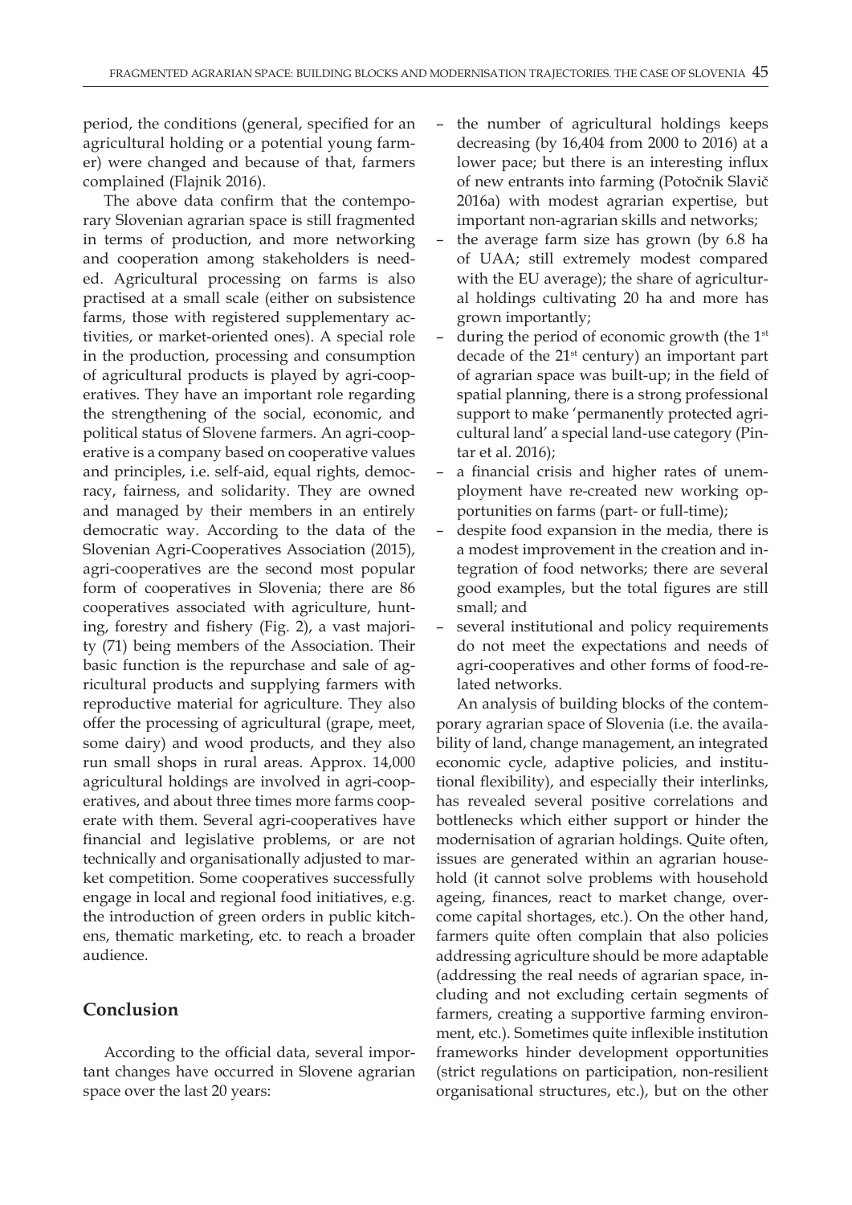period, the conditions (general, specified for an agricultural holding or a potential young farmer) were changed and because of that, farmers complained (Flajnik 2016).

The above data confirm that the contemporary Slovenian agrarian space is still fragmented in terms of production, and more networking and cooperation among stakeholders is needed. Agricultural processing on farms is also practised at a small scale (either on subsistence farms, those with registered supplementary activities, or market-oriented ones). A special role in the production, processing and consumption of agricultural products is played by agri-cooperatives. They have an important role regarding the strengthening of the social, economic, and political status of Slovene farmers. An agri-cooperative is a company based on cooperative values and principles, i.e. self-aid, equal rights, democracy, fairness, and solidarity. They are owned and managed by their members in an entirely democratic way. According to the data of the Slovenian Agri-Cooperatives Association (2015), agri-cooperatives are the second most popular form of cooperatives in Slovenia; there are 86 cooperatives associated with agriculture, hunting, forestry and fishery (Fig. 2), a vast majority (71) being members of the Association. Their basic function is the repurchase and sale of agricultural products and supplying farmers with reproductive material for agriculture. They also offer the processing of agricultural (grape, meet, some dairy) and wood products, and they also run small shops in rural areas. Approx. 14,000 agricultural holdings are involved in agri-cooperatives, and about three times more farms cooperate with them. Several agri-cooperatives have financial and legislative problems, or are not technically and organisationally adjusted to market competition. Some cooperatives successfully engage in local and regional food initiatives, e.g. the introduction of green orders in public kitchens, thematic marketing, etc. to reach a broader audience.

## Conclusion

According to the official data, several important changes have occurred in Slovene agrarian space over the last 20 years:

- the number of agricultural holdings keeps decreasing (by 16,404 from 2000 to 2016) at a lower pace; but there is an interesting influx of new entrants into farming (Potočnik Slavič 2016a) with modest agrarian expertise, but important non-agrarian skills and networks;
- the average farm size has grown (by 6.8 ha of UAA; still extremely modest compared with the EU average); the share of agricultural holdings cultivating 20 ha and more has grown importantly;
- during the period of economic growth (the 1st decade of the 21st century) an important part of agrarian space was built-up; in the field of spatial planning, there is a strong professional support to make 'permanently protected agricultural land' a special land-use category (Pintar et al. 2016);
- a financial crisis and higher rates of unemployment have re-created new working opportunities on farms (part- or full-time);
- despite food expansion in the media, there is a modest improvement in the creation and integration of food networks; there are several good examples, but the total figures are still small; and
- several institutional and policy requirements do not meet the expectations and needs of agri-cooperatives and other forms of food-related networks.

An analysis of building blocks of the contemporary agrarian space of Slovenia (i.e. the availability of land, change management, an integrated economic cycle, adaptive policies, and institutional flexibility), and especially their interlinks, has revealed several positive correlations and bottlenecks which either support or hinder the modernisation of agrarian holdings. Quite often, issues are generated within an agrarian household (it cannot solve problems with household ageing, finances, react to market change, overcome capital shortages, etc.). On the other hand, farmers quite often complain that also policies addressing agriculture should be more adaptable (addressing the real needs of agrarian space, including and not excluding certain segments of farmers, creating a supportive farming environment, etc.). Sometimes quite inflexible institution frameworks hinder development opportunities (strict regulations on participation, non-resilient organisational structures, etc.), but on the other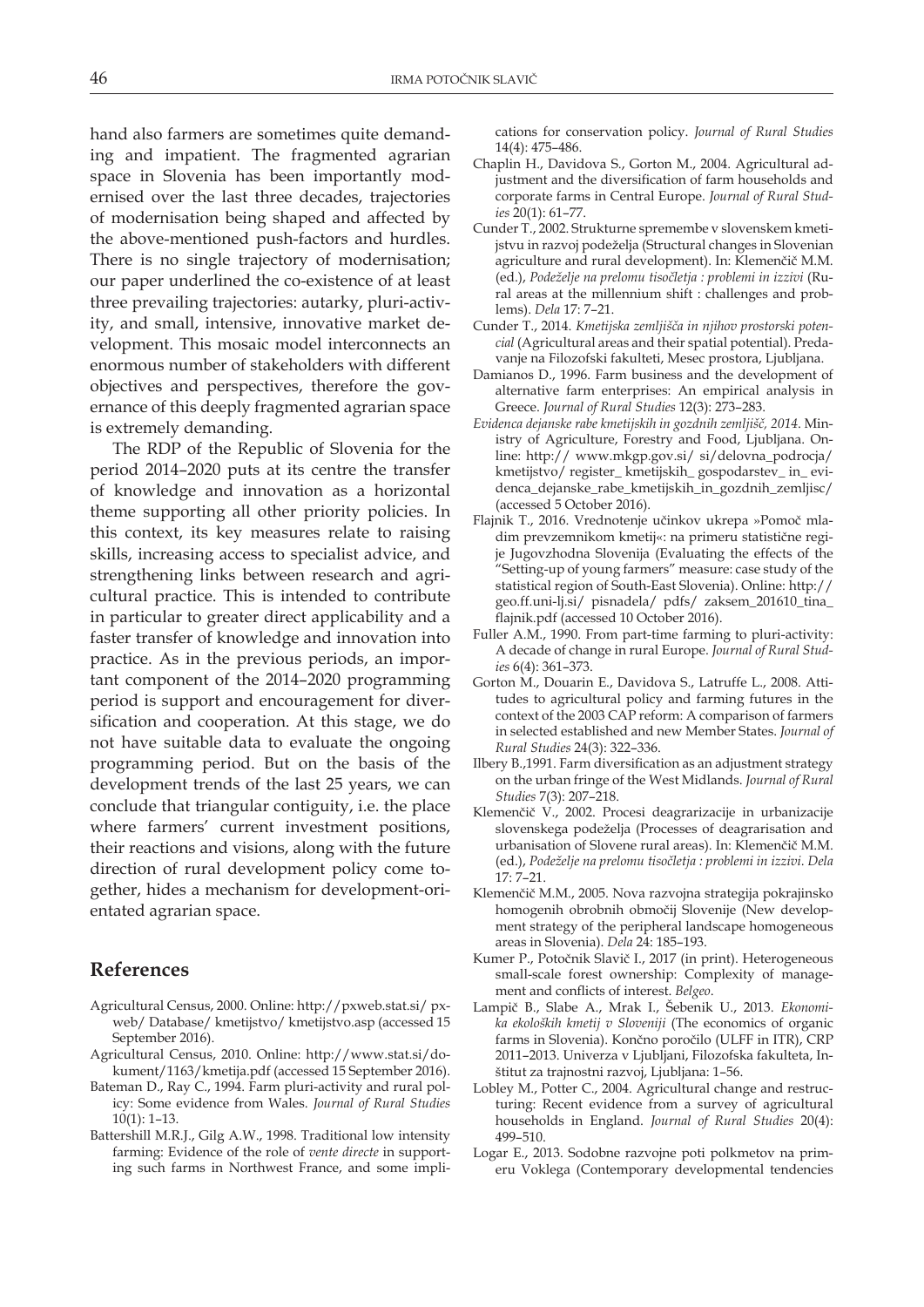hand also farmers are sometimes quite demanding and impatient. The fragmented agrarian space in Slovenia has been importantly modernised over the last three decades, trajectories of modernisation being shaped and affected by the above-mentioned push-factors and hurdles. There is no single trajectory of modernisation; our paper underlined the co-existence of at least three prevailing trajectories: autarky, pluri-activity, and small, intensive, innovative market development. This mosaic model interconnects an enormous number of stakeholders with different objectives and perspectives, therefore the governance of this deeply fragmented agrarian space is extremely demanding.

The RDP of the Republic of Slovenia for the period 2014–2020 puts at its centre the transfer of knowledge and innovation as a horizontal theme supporting all other priority policies. In this context, its key measures relate to raising skills, increasing access to specialist advice, and strengthening links between research and agricultural practice. This is intended to contribute in particular to greater direct applicability and a faster transfer of knowledge and innovation into practice. As in the previous periods, an important component of the 2014–2020 programming period is support and encouragement for diversification and cooperation. At this stage, we do not have suitable data to evaluate the ongoing programming period. But on the basis of the development trends of the last 25 years, we can conclude that triangular contiguity, i.e. the place where farmers' current investment positions, their reactions and visions, along with the future direction of rural development policy come together, hides a mechanism for development-orientated agrarian space.

## References

Agricultural Census, 2000. Online: http://pxweb.stat.si/ pxweb/ Database/ kmetijstvo/ kmetijstvo.asp (accessed 15 September 2016).

Agricultural Census, 2010. Online: http://www.stat.si/dokument/1163/kmetija.pdf (accessed 15 September 2016).

Bateman D., Ray C., 1994. Farm pluri-activity and rural policy: Some evidence from Wales. *Journal of Rural Studies* 10(1): 1–13.

Battershill M.R.J., Gilg A.W., 1998. Traditional low intensity farming: Evidence of the role of *vente directe* in supporting such farms in Northwest France, and some implications for conservation policy. *Journal of Rural Studies* 14(4): 475–486.

Chaplin H., Davidova S., Gorton M., 2004. Agricultural adjustment and the diversification of farm households and corporate farms in Central Europe. *Journal of Rural Studies* 20(1): 61–77.

Cunder T., 2002. Strukturne spremembe v slovenskem kmetijstvu in razvoj podeželja (Structural changes in Slovenian agriculture and rural development). In: Klemenčič M.M. (ed.), *Podeželje na prelomu tisočletja : problemi in izzivi* (Rural areas at the millennium shift : challenges and problems). *Dela* 17: 7–21.

Cunder T., 2014. *Kmetijska zemljišča in njihov prostorski potencial* (Agricultural areas and their spatial potential). Predavanje na Filozofski fakulteti, Mesec prostora, Ljubljana.

Damianos D., 1996. Farm business and the development of alternative farm enterprises: An empirical analysis in Greece. *Journal of Rural Studies* 12(3): 273–283.

*Evidenca dejanske rabe kmetijskih in gozdnih zemljišč, 2014*. Ministry of Agriculture, Forestry and Food, Ljubljana. Online: http:// www.mkgp.gov.si/ si/delovna_podrocja/ kmetijstvo/ register_ kmetijskih_ gospodarstev_ in_ evidenca_dejanske_rabe_kmetijskih_in_gozdnih_zemljisc/ (accessed 5 October 2016).

Flajnik T., 2016. Vrednotenje učinkov ukrepa »Pomoč mladim prevzemnikom kmetij«: na primeru statistične regije Jugovzhodna Slovenija (Evaluating the effects of the "Setting-up of young farmers" measure: case study of the statistical region of South-East Slovenia). Online: http:// geo.ff.uni-lj.si/ pisnadela/ pdfs/ zaksem_201610_tina_ flajnik.pdf (accessed 10 October 2016).

Fuller A.M., 1990. From part-time farming to pluri-activity: A decade of change in rural Europe. *Journal of Rural Studies* 6(4): 361–373.

Gorton M., Douarin E., Davidova S., Latruffe L., 2008. Attitudes to agricultural policy and farming futures in the context of the 2003 CAP reform: A comparison of farmers in selected established and new Member States. *Journal of Rural Studies* 24(3): 322–336.

Ilbery B.,1991. Farm diversification as an adjustment strategy on the urban fringe of the West Midlands. *Journal of Rural Studies* 7(3): 207–218.

Klemenčič V., 2002. Procesi deagrarizacije in urbanizacije slovenskega podeželja (Processes of deagrarisation and urbanisation of Slovene rural areas). In: Klemenčič M.M. (ed.), *Podeželje na prelomu tisočletja : problemi in izzivi*. *Dela* 17: 7–21.

Klemenčič M.M., 2005. Nova razvojna strategija pokrajinsko homogenih obrobnih območij Slovenije (New development strategy of the peripheral landscape homogeneous areas in Slovenia). *Dela* 24: 185–193.

Kumer P., Potočnik Slavič I., 2017 (in print). Heterogeneous small-scale forest ownership: Complexity of management and conflicts of interest. *Belgeo*.

Lampič B., Slabe A., Mrak I., Šebenik U., 2013. *Ekonomika ekoloških kmetij v Sloveniji* (The economics of organic farms in Slovenia). Končno poročilo (ULFF in ITR), CRP 2011–2013. Univerza v Ljubljani, Filozofska fakulteta, Inštitut za trajnostni razvoj, Ljubljana: 1–56.

Lobley M., Potter C., 2004. Agricultural change and restructuring: Recent evidence from a survey of agricultural households in England. *Journal of Rural Studies* 20(4): 499–510.

Logar E., 2013. Sodobne razvojne poti polkmetov na primeru Voklega (Contemporary developmental tendencies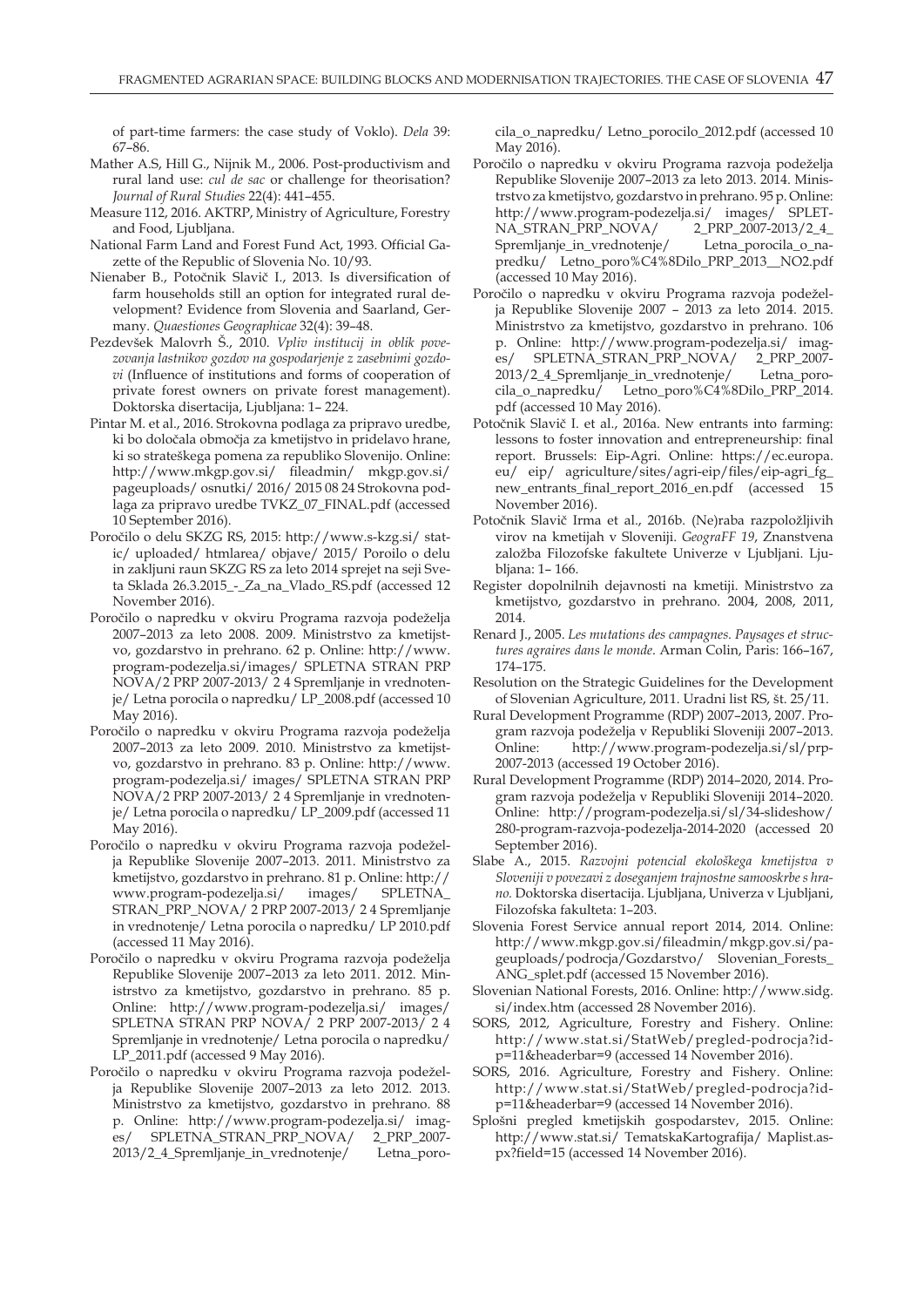of part-time farmers: the case study of Voklo). *Dela* 39: 67–86.

Mather A.S, Hill G., Nijnik M., 2006. Post-productivism and rural land use: *cul de sac* or challenge for theorisation? *Journal of Rural Studies* 22(4): 441–455.

Measure 112, 2016. AKTRP, Ministry of Agriculture, Forestry and Food, Ljubljana.

National Farm Land and Forest Fund Act, 1993. Official Gazette of the Republic of Slovenia No. 10/93.

Nienaber B., Potočnik Slavič I., 2013. Is diversification of farm households still an option for integrated rural development? Evidence from Slovenia and Saarland, Germany. *Quaestiones Geographicae* 32(4): 39–48.

Pezdevšek Malovrh Š., 2010. *Vpliv institucij in oblik povezovanja lastnikov gozdov na gospodarjenje z zasebnimi gozdovi* (Influence of institutions and forms of cooperation of private forest owners on private forest management). Doktorska disertacija, Ljubljana: 1– 224.

Pintar M. et al., 2016. Strokovna podlaga za pripravo uredbe, ki bo določala območja za kmetijstvo in pridelavo hrane, ki so strateškega pomena za republiko Slovenijo. Online: http://www.mkgp.gov.si/ fileadmin/ mkgp.gov.si/ pageuploads/ osnutki/ 2016/ 2015 08 24 Strokovna podlaga za pripravo uredbe TVKZ_07_FINAL.pdf (accessed 10 September 2016).

Poročilo o delu SKZG RS, 2015: http://www.s-kzg.si/ static/ uploaded/ htmlarea/ objave/ 2015/ Poroilo o delu in zakljuni raun SKZG RS za leto 2014 sprejet na seji Sveta Sklada 26.3.2015_-_Za_na_Vlado_RS.pdf (accessed 12 November 2016).

Poročilo o napredku v okviru Programa razvoja podeželja 2007–2013 za leto 2008. 2009. Ministrstvo za kmetijstvo, gozdarstvo in prehrano. 62 p. Online: http://www.program-podezelja.si/images/ SPLETNA STRAN PRP NOVA/2 PRP 2007-2013/ 2 4 Spremljanje in vrednotenje/ Letna porocila o napredku/ LP_2008.pdf (accessed 10 May 2016).

Poročilo o napredku v okviru Programa razvoja podeželja 2007–2013 za leto 2009. 2010. Ministrstvo za kmetijstvo, gozdarstvo in prehrano. 83 p. Online: http://www.program-podezelja.si/ images/ SPLETNA STRAN PRP NOVA/2 PRP 2007-2013/ 2 4 Spremljanje in vrednotenje/ Letna porocila o napredku/ LP_2009.pdf (accessed 11 May 2016).

Poročilo o napredku v okviru Programa razvoja podeželja Republike Slovenije 2007–2013. 2011. Ministrstvo za kmetijstvo, gozdarstvo in prehrano. 81 p. Online: http:// www.program-podezelja.si/ images/ SPLETNA_ STRAN_PRP_NOVA/ 2 PRP 2007-2013/ 2 4 Spremljanje in vrednotenje/ Letna porocila o napredku/ LP 2010.pdf (accessed 11 May 2016).

Poročilo o napredku v okviru Programa razvoja podeželja Republike Slovenije 2007–2013 za leto 2011. 2012. Ministrstvo za kmetijstvo, gozdarstvo in prehrano. 85 p. Online: http://www.program-podezelja.si/ images/ SPLETNA STRAN PRP NOVA/ 2 PRP 2007-2013/ 2 4 Spremljanje in vrednotenje/ Letna porocila o napredku/ LP_2011.pdf (accessed 9 May 2016).

Poročilo o napredku v okviru Programa razvoja podeželja Republike Slovenije 2007–2013 za leto 2012. 2013. Ministrstvo za kmetijstvo, gozdarstvo in prehrano. 88 p. Online: http://www.program-podezelja.si/ images/ SPLETNA_STRAN_PRP_NOVA/ 2_PRP_2007-2013/2_4_Spremljanje_in_vrednotenje/ Letna_porocila_o_napredku/ Letno_porocilo_2012.pdf (accessed 10 May 2016).

Poročilo o napredku v okviru Programa razvoja podeželja Republike Slovenije 2007–2013 za leto 2013. 2014. Ministrstvo za kmetijstvo, gozdarstvo in prehrano. 95 p. Online: http://www.program-podezelja.si/ images/ SPLETNA_STRAN_PRP_NOVA/ 2_PRP_2007-2013/2_4_ Spremljanje_in_vrednotenje/ Letna_porocila_o_napredku/ Letno_poro%C4%8Dilo_PRP_2013__NO2.pdf (accessed 10 May 2016).

Poročilo o napredku v okviru Programa razvoja podeželja Republike Slovenije 2007 – 2013 za leto 2014. 2015. Ministrstvo za kmetijstvo, gozdarstvo in prehrano. 106 p. Online: http://www.program-podezelja.si/ images/ SPLETNA_STRAN_PRP_NOVA/ 2_PRP_2007-2013/2_4_Spremljanje_in_vrednotenje/ Letna_porocila_o_napredku/ Letno_poro%C4%8Dilo_PRP_2014.pdf (accessed 10 May 2016).

Potočnik Slavič I. et al., 2016a. New entrants into farming: lessons to foster innovation and entrepreneurship: final report. Brussels: Eip-Agri. Online: https://ec.europa.eu/ eip/ agriculture/sites/agri-eip/files/eip-agri_fg_new_entrants_final_report_2016_en.pdf (accessed 15 November 2016).

Potočnik Slavič Irma et al., 2016b. (Ne)raba razpoložljivih virov na kmetijah v Sloveniji. *GeograFF 19*, Znanstvena založba Filozofske fakultete Univerze v Ljubljani. Ljubljana: 1– 166.

Register dopolnilnih dejavnosti na kmetiji. Ministrstvo za kmetijstvo, gozdarstvo in prehrano. 2004, 2008, 2011, 2014.

Renard J., 2005. *Les mutations des campagnes. Paysages et structures agraires dans le monde*. Arman Colin, Paris: 166–167, 174–175.

Resolution on the Strategic Guidelines for the Development of Slovenian Agriculture, 2011. Uradni list RS, št. 25/11.

Rural Development Programme (RDP) 2007–2013, 2007. Program razvoja podeželja v Republiki Sloveniji 2007–2013. Online: http://www.program-podezelja.si/sl/prp-2007-2013 (accessed 19 October 2016).

Rural Development Programme (RDP) 2014–2020, 2014. Program razvoja podeželja v Republiki Sloveniji 2014–2020. Online: http://program-podezelja.si/sl/34-slideshow/ 280-program-razvoja-podezelja-2014-2020 (accessed 20 September 2016).

Slabe A., 2015. *Razvojni potencial ekološkega kmetijstva v Sloveniji v povezavi z doseganjem trajnostne samooskrbe s hrano*. Doktorska disertacija. Ljubljana, Univerza v Ljubljani, Filozofska fakulteta: 1–203.

Slovenia Forest Service annual report 2014, 2014. Online: http://www.mkgp.gov.si/fileadmin/mkgp.gov.si/pageuploads/podrocja/Gozdarstvo/ Slovenian_Forests_ANG_splet.pdf (accessed 15 November 2016).

Slovenian National Forests, 2016. Online: http://www.sidg.si/index.htm (accessed 28 November 2016).

SORS, 2012, Agriculture, Forestry and Fishery. Online: http://www.stat.si/StatWeb/pregled-podrocja?idp=11&headerbar=9 (accessed 14 November 2016).

SORS, 2016. Agriculture, Forestry and Fishery. Online: http://www.stat.si/StatWeb/pregled-podrocja?idp=11&headerbar=9 (accessed 14 November 2016).

Splošni pregled kmetijskih gospodarstev, 2015. Online: http://www.stat.si/ TematskaKartografija/ Maplist.aspx?field=15 (accessed 14 November 2016).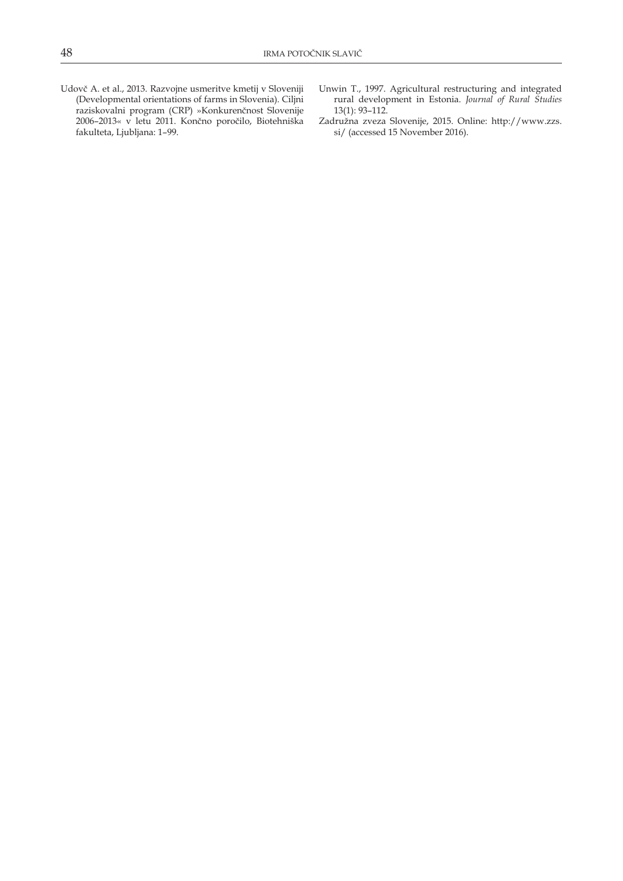Udovč A. et al., 2013. Razvojne usmeritve kmetij v Sloveniji (Developmental orientations of farms in Slovenia). Ciljni raziskovalni program (CRP) »Konkurenčnost Slovenije 2006–2013« v letu 2011. Končno poročilo, Biotehniška fakulteta, Ljubljana: 1–99.

Unwin T., 1997. Agricultural restructuring and integrated rural development in Estonia. *Journal of Rural Studies* 13(1): 93–112.

Zadružna zveza Slovenije, 2015. Online: http://www.zzs.si/ (accessed 15 November 2016).